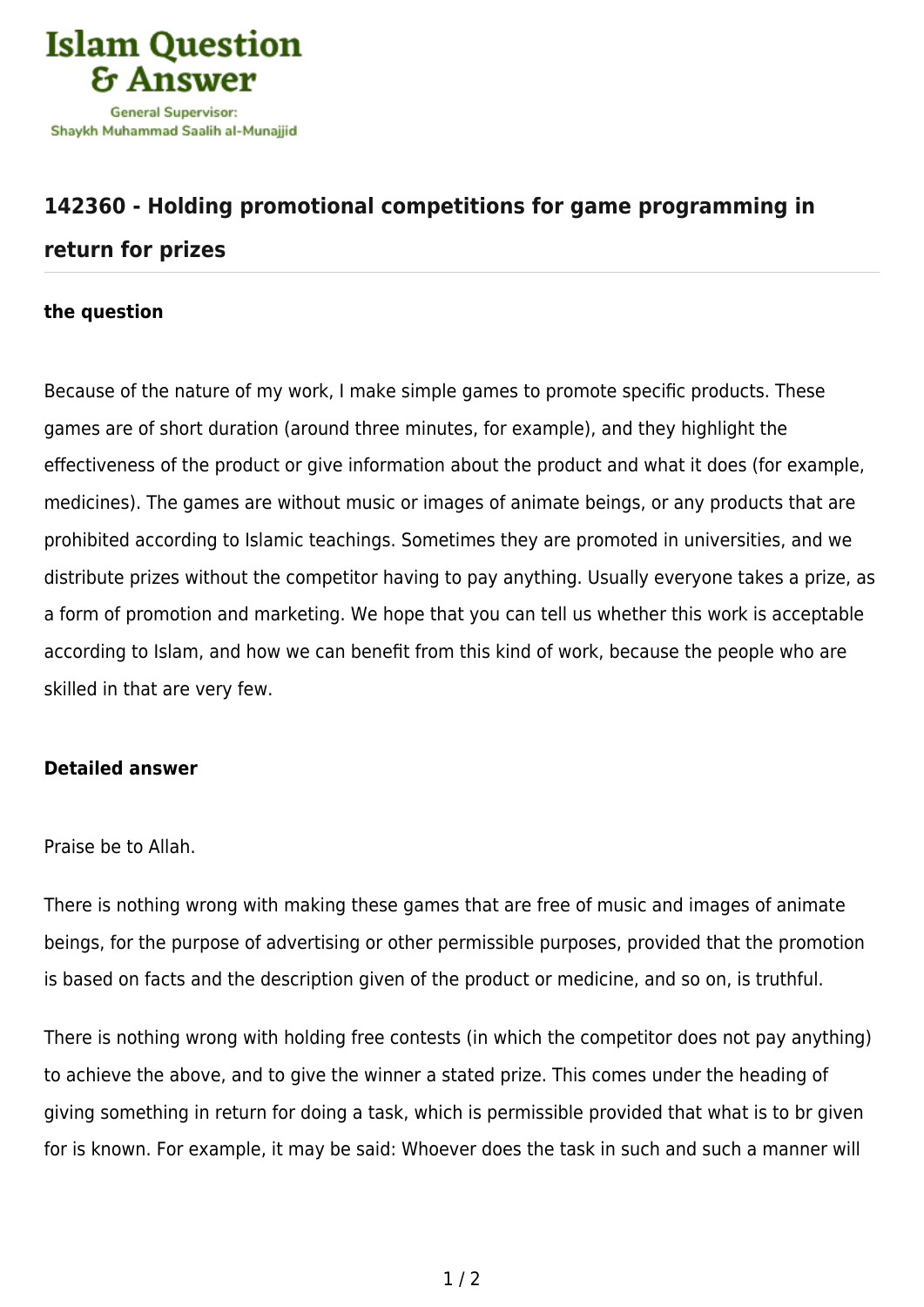Islam Question & Answer

General Supervisor: Shaykh Muhammad Saalih al-Munajjid

## 142360 - Holding promotional competitions for game programming in return for prizes

### the question

Because of the nature of my work, I make simple games to promote specific products. These games are of short duration (around three minutes, for example), and they highlight the effectiveness of the product or give information about the product and what it does (for example, medicines). The games are without music or images of animate beings, or any products that are prohibited according to Islamic teachings. Sometimes they are promoted in universities, and we distribute prizes without the competitor having to pay anything. Usually everyone takes a prize, as a form of promotion and marketing. We hope that you can tell us whether this work is acceptable according to Islam, and how we can benefit from this kind of work, because the people who are skilled in that are very few.

### Detailed answer

Praise be to Allah.

There is nothing wrong with making these games that are free of music and images of animate beings, for the purpose of advertising or other permissible purposes, provided that the promotion is based on facts and the description given of the product or medicine, and so on, is truthful.

There is nothing wrong with holding free contests (in which the competitor does not pay anything) to achieve the above, and to give the winner a stated prize. This comes under the heading of giving something in return for doing a task, which is permissible provided that what is to br given for is known. For example, it may be said: Whoever does the task in such and such a manner will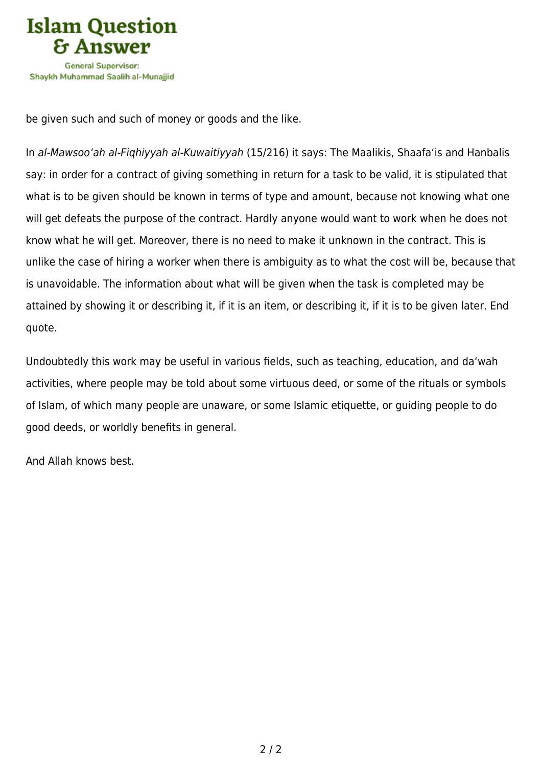be given such and such of money or goods and the like.

In *al-Mawsoo'ah al-Fiqhiyyah al-Kuwaitiyyah* (15/216) it says: The Maalikis, Shaafa'is and Hanbalis say: in order for a contract of giving something in return for a task to be valid, it is stipulated that what is to be given should be known in terms of type and amount, because not knowing what one will get defeats the purpose of the contract. Hardly anyone would want to work when he does not know what he will get. Moreover, there is no need to make it unknown in the contract. This is unlike the case of hiring a worker when there is ambiguity as to what the cost will be, because that is unavoidable. The information about what will be given when the task is completed may be attained by showing it or describing it, if it is an item, or describing it, if it is to be given later. End quote.

Undoubtedly this work may be useful in various fields, such as teaching, education, and da'wah activities, where people may be told about some virtuous deed, or some of the rituals or symbols of Islam, of which many people are unaware, or some Islamic etiquette, or guiding people to do good deeds, or worldly benefits in general.

And Allah knows best.